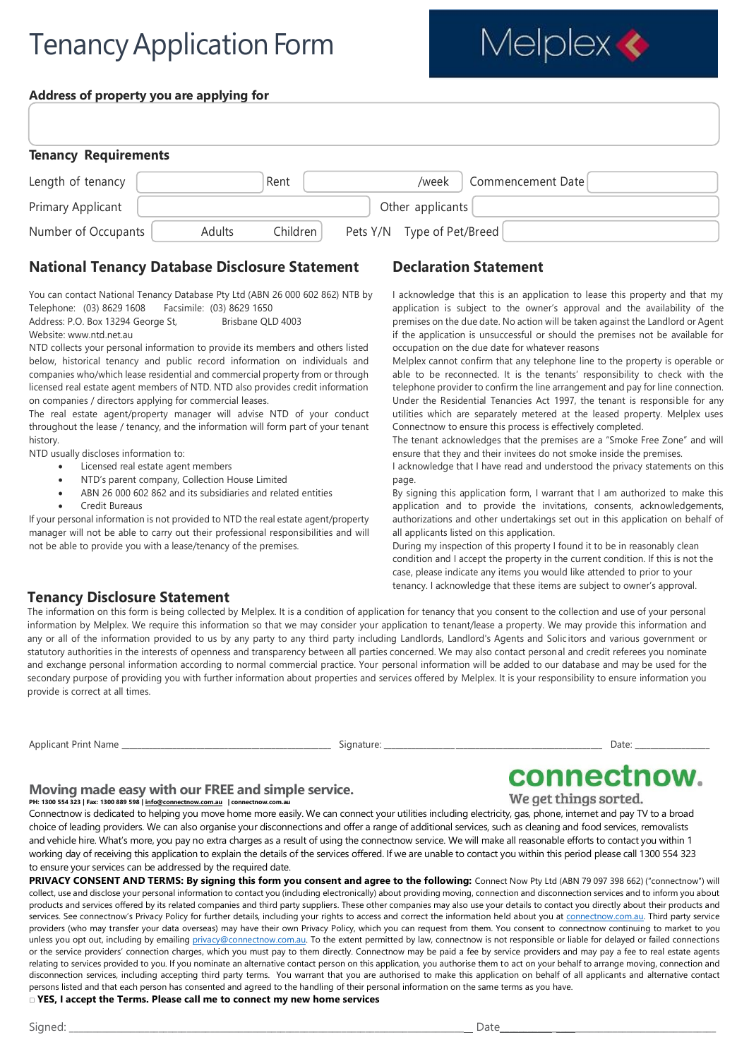# Tenancy Application Form

Melplex

**Address of property you are applying for**

| |
|---|
| |

**Tenancy Requirements**

| Length of tenancy | | Rent | /week | Commencement Date | |
|---|---|---|---|---|---|
| Primary Applicant | | | Other applicants | | |
| Number of Occupants | Adults | Children | Pets Y/N | Type of Pet/Breed | |

## National Tenancy Database Disclosure Statement

You can contact National Tenancy Database Pty Ltd (ABN 26 000 602 862) NTB by Telephone: (03) 8629 1608 Facsimile: (03) 8629 1650
Address: P.O. Box 13294 George St, Brisbane QLD 4003
Website: www.ntd.net.au

NTD collects your personal information to provide its members and others listed below, historical tenancy and public record information on individuals and companies who/which lease residential and commercial property from or through licensed real estate agent members of NTD. NTD also provides credit information on companies / directors applying for commercial leases.

The real estate agent/property manager will advise NTD of your conduct throughout the lease / tenancy, and the information will form part of your tenant history.

NTD usually discloses information to:

- Licensed real estate agent members
- NTD's parent company, Collection House Limited
- ABN 26 000 602 862 and its subsidiaries and related entities
- Credit Bureaus

If your personal information is not provided to NTD the real estate agent/property manager will not be able to carry out their professional responsibilities and will not be able to provide you with a lease/tenancy of the premises.

## Declaration Statement

I acknowledge that this is an application to lease this property and that my application is subject to the owner's approval and the availability of the premises on the due date. No action will be taken against the Landlord or Agent if the application is unsuccessful or should the premises not be available for occupation on the due date for whatever reasons

Melplex cannot confirm that any telephone line to the property is operable or able to be reconnected. It is the tenants' responsibility to check with the telephone provider to confirm the line arrangement and pay for line connection. Under the Residential Tenancies Act 1997, the tenant is responsible for any utilities which are separately metered at the leased property. Melplex uses Connectnow to ensure this process is effectively completed.

The tenant acknowledges that the premises are a "Smoke Free Zone" and will ensure that they and their invitees do not smoke inside the premises.

I acknowledge that I have read and understood the privacy statements on this page.

By signing this application form, I warrant that I am authorized to make this application and to provide the invitations, consents, acknowledgements, authorizations and other undertakings set out in this application on behalf of all applicants listed on this application.

During my inspection of this property I found it to be in reasonably clean condition and I accept the property in the current condition. If this is not the case, please indicate any items you would like attended to prior to your tenancy. I acknowledge that these items are subject to owner's approval.

## Tenancy Disclosure Statement

The information on this form is being collected by Melplex. It is a condition of application for tenancy that you consent to the collection and use of your personal information by Melplex. We require this information so that we may consider your application to tenant/lease a property. We may provide this information and any or all of the information provided to us by any party to any third party including Landlords, Landlord's Agents and Solicitors and various government or statutory authorities in the interests of openness and transparency between all parties concerned. We may also contact personal and credit referees you nominate and exchange personal information according to normal commercial practice. Your personal information will be added to our database and may be used for the secondary purpose of providing you with further information about properties and services offered by Melplex. It is your responsibility to ensure information you provide is correct at all times.

Applicant Print Name ____________________________________________ Signature: ____________________________________________ Date: _______________

connectnow.
We get things sorted.

## Moving made easy with our FREE and simple service.

**PH: 1300 554 323 | Fax: 1300 889 598 | info@connectnow.com.au | connectnow.com.au**

Connectnow is dedicated to helping you move home more easily. We can connect your utilities including electricity, gas, phone, internet and pay TV to a broad choice of leading providers. We can also organise your disconnections and offer a range of additional services, such as cleaning and food services, removalists and vehicle hire. What's more, you pay no extra charges as a result of using the connectnow service. We will make all reasonable efforts to contact you within 1 working day of receiving this application to explain the details of the services offered. If we are unable to contact you within this period please call 1300 554 323 to ensure your services can be addressed by the required date.

**PRIVACY CONSENT AND TERMS: By signing this form you consent and agree to the following:** Connect Now Pty Ltd (ABN 79 097 398 662) ("connectnow") will collect, use and disclose your personal information to contact you (including electronically) about providing moving, connection and disconnection services and to inform you about products and services offered by its related companies and third party suppliers. These other companies may also use your details to contact you directly about their products and services. See connectnow's Privacy Policy for further details, including your rights to access and correct the information held about you at connectnow.com.au. Third party service providers (who may transfer your data overseas) may have their own Privacy Policy, which you can request from them. You consent to connectnow continuing to market to you unless you opt out, including by emailing privacy@connectnow.com.au. To the extent permitted by law, connectnow is not responsible or liable for delayed or failed connections or the service providers' connection charges, which you must pay to them directly. Connectnow may be paid a fee by service providers and may pay a fee to real estate agents relating to services provided to you. If you nominate an alternative contact person on this application, you authorise them to act on your behalf to arrange moving, connection and disconnection services, including accepting third party terms. You warrant that you are authorised to make this application on behalf of all applicants and alternative contact persons listed and that each person has consented and agreed to the handling of their personal information on the same terms as you have.

□ **YES, I accept the Terms. Please call me to connect my new home services**

Signed: ____________________________________________________________________________ Date_______________________________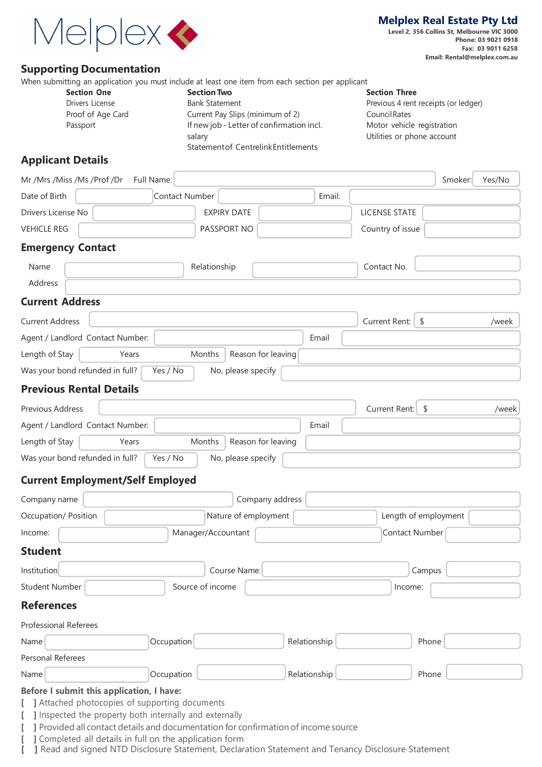**Melplex Real Estate Pty Ltd**
Level 2, 356 Collins St, Melbourne VIC 3000
Phone: 03 9021 0918
Fax: 03 9011 6258
Email: Rental@melplex.com.au

## Supporting Documentation

When submitting an application you must include at least one item from each section per applicant

| Section One | Section Two | Section Three |
|---|---|---|
| Drivers License | Bank Statement | Previous 4 rent receipts (or ledger) |
| Proof of Age Card | Current Pay Slips (minimum of 2) | Council Rates |
| Passport | If new job - Letter of confirmation incl. salary | Motor vehicle registration |
| | Statement of Centrelink Entitlements | Utilities or phone account |

## Applicant Details

Mr /Mrs /Miss /Ms /Prof /Dr Full Name: ____ Smoker: Yes/No

Date of Birth ____ Contact Number ____ Email: ____

Drivers License No ____ EXPIRY DATE ____ LICENSE STATE ____

VEHICLE REG ____ PASSPORT NO ____ Country of issue ____

## Emergency Contact

Name ____ Relationship ____ Contact No. ____

Address ____

## Current Address

Current Address ____ Current Rent: $ ____ /week

Agent / Landlord Contact Number: ____ Email ____

Length of Stay ____ Years ____ Months Reason for leaving ____

Was your bond refunded in full? Yes / No No, please specify ____

## Previous Rental Details

Previous Address ____ Current Rent: $ ____ /week

Agent / Landlord Contact Number: ____ Email ____

Length of Stay ____ Years ____ Months Reason for leaving ____

Was your bond refunded in full? Yes / No No, please specify ____

## Current Employment/Self Employed

Company name ____ Company address ____

Occupation/ Position ____ Nature of employment ____ Length of employment ____

Income: ____ Manager/Accountant ____ Contact Number ____

## Student

Institution ____ Course Name: ____ Campus ____

Student Number ____ Source of income ____ Income: ____

## References

Professional Referees

Name ____ Occupation ____ Relationship ____ Phone ____

Personal Referees

Name ____ Occupation ____ Relationship ____ Phone ____

**Before I submit this application, I have:**

[ ] Attached photocopies of supporting documents
[ ] Inspected the property both internally and externally
[ ] Provided all contact details and documentation for confirmation of income source
[ ] Completed all details in full on the application form
[ ] Read and signed NTD Disclosure Statement, Declaration Statement and Tenancy Disclosure Statement